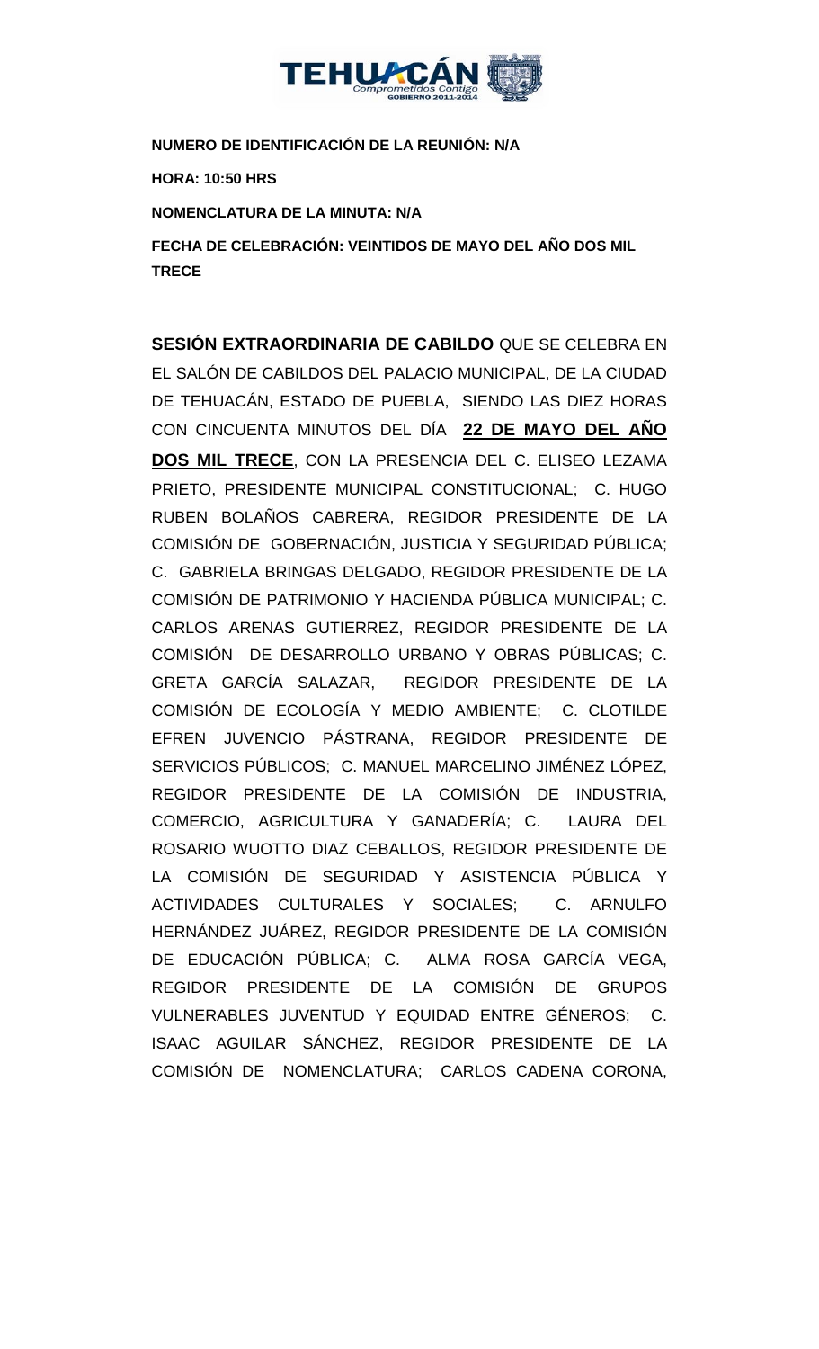**NUMERO DE IDENTIFICACIÓN DE LA REUNIÓN: N/A**

**HORA: 10:50 HRS**

**NOMENCLATURA DE LA MINUTA: N/A**

**FECHA DE CELEBRACIÓN: VEINTIDOS DE MAYO DEL AÑO DOS MIL TRECE**

**SESIÓN EXTRAORDINARIA DE CABILDO** QUE SE CELEBRA EN EL SALÓN DE CABILDOS DEL PALACIO MUNICIPAL, DE LA CIUDAD DE TEHUACÁN, ESTADO DE PUEBLA, SIENDO LAS DIEZ HORAS CON CINCUENTA MINUTOS DEL DÍA **22 DE MAYO DEL AÑO DOS MIL TRECE**, CON LA PRESENCIA DEL C. ELISEO LEZAMA PRIETO, PRESIDENTE MUNICIPAL CONSTITUCIONAL; C. HUGO RUBEN BOLAÑOS CABRERA, REGIDOR PRESIDENTE DE LA COMISIÓN DE GOBERNACIÓN, JUSTICIA Y SEGURIDAD PÚBLICA; C. GABRIELA BRINGAS DELGADO, REGIDOR PRESIDENTE DE LA COMISIÓN DE PATRIMONIO Y HACIENDA PÚBLICA MUNICIPAL; C. CARLOS ARENAS GUTIERREZ, REGIDOR PRESIDENTE DE LA COMISIÓN DE DESARROLLO URBANO Y OBRAS PÚBLICAS; C. GRETA GARCÍA SALAZAR, REGIDOR PRESIDENTE DE LA COMISIÓN DE ECOLOGÍA Y MEDIO AMBIENTE; C. CLOTILDE EFREN JUVENCIO PÁSTRANA, REGIDOR PRESIDENTE DE SERVICIOS PÚBLICOS; C. MANUEL MARCELINO JIMÉNEZ LÓPEZ, REGIDOR PRESIDENTE DE LA COMISIÓN DE INDUSTRIA, COMERCIO, AGRICULTURA Y GANADERÍA; C. LAURA DEL ROSARIO WUOTTO DIAZ CEBALLOS, REGIDOR PRESIDENTE DE LA COMISIÓN DE SEGURIDAD Y ASISTENCIA PÚBLICA Y ACTIVIDADES CULTURALES Y SOCIALES; C. ARNULFO HERNÁNDEZ JUÁREZ, REGIDOR PRESIDENTE DE LA COMISIÓN DE EDUCACIÓN PÚBLICA; C. ALMA ROSA GARCÍA VEGA, REGIDOR PRESIDENTE DE LA COMISIÓN DE GRUPOS VULNERABLES JUVENTUD Y EQUIDAD ENTRE GÉNEROS; C. ISAAC AGUILAR SÁNCHEZ, REGIDOR PRESIDENTE DE LA COMISIÓN DE NOMENCLATURA; CARLOS CADENA CORONA,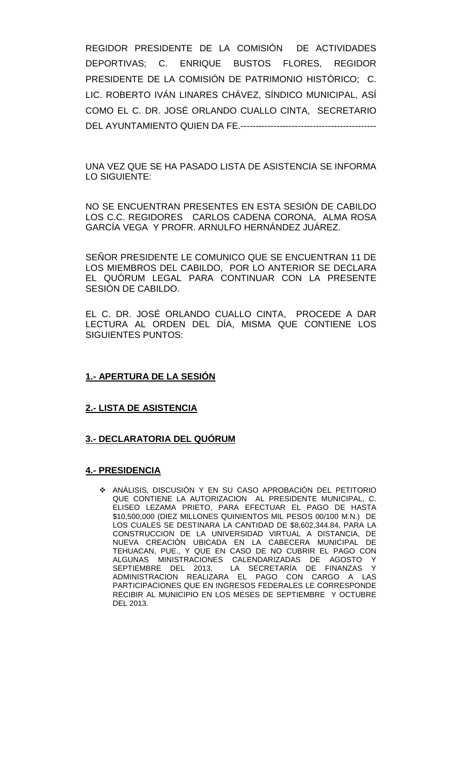REGIDOR PRESIDENTE DE LA COMISIÓN DE ACTIVIDADES DEPORTIVAS; C. ENRIQUE BUSTOS FLORES, REGIDOR PRESIDENTE DE LA COMISIÓN DE PATRIMONIO HISTÓRICO; C. LIC. ROBERTO IVÁN LINARES CHÁVEZ, SÍNDICO MUNICIPAL, ASÍ COMO EL C. DR. JOSÉ ORLANDO CUALLO CINTA, SECRETARIO DEL AYUNTAMIENTO QUIEN DA FE.--------------------------------------------

UNA VEZ QUE SE HA PASADO LISTA DE ASISTENCIA SE INFORMA LO SIGUIENTE:

NO SE ENCUENTRAN PRESENTES EN ESTA SESIÓN DE CABILDO LOS C.C. REGIDORES CARLOS CADENA CORONA, ALMA ROSA GARCÍA VEGA Y PROFR. ARNULFO HERNÁNDEZ JUÁREZ.

SEÑOR PRESIDENTE LE COMUNICO QUE SE ENCUENTRAN 11 DE LOS MIEMBROS DEL CABILDO, POR LO ANTERIOR SE DECLARA EL QUÓRUM LEGAL PARA CONTINUAR CON LA PRESENTE SESIÓN DE CABILDO.

EL C. DR. JOSÉ ORLANDO CUALLO CINTA, PROCEDE A DAR LECTURA AL ORDEN DEL DÍA, MISMA QUE CONTIENE LOS SIGUIENTES PUNTOS:

**1.- APERTURA DE LA SESIÓN**

**2.- LISTA DE ASISTENCIA**

**3.- DECLARATORIA DEL QUÓRUM**

**4.- PRESIDENCIA**

- ANÁLISIS, DISCUSIÓN Y EN SU CASO APROBACIÓN DEL PETITORIO QUE CONTIENE LA AUTORIZACION AL PRESIDENTE MUNICIPAL, C. ELISEO LEZAMA PRIETO, PARA EFECTUAR EL PAGO DE HASTA $10,500,000 (DIEZ MILLONES QUINIENTOS MIL PESOS 00/100 M.N.) DE LOS CUALES SE DESTINARA LA CANTIDAD DE $8,602,344.84, PARA LA CONSTRUCCION DE LA UNIVERSIDAD VIRTUAL A DISTANCIA, DE NUEVA CREACIÓN UBICADA EN LA CABECERA MUNICIPAL DE TEHUACAN, PUE., Y QUE EN CASO DE NO CUBRIR EL PAGO CON ALGUNAS MINISTRACIONES CALENDARIZADAS DE AGOSTO Y SEPTIEMBRE DEL 2013, LA SECRETARÍA DE FINANZAS Y ADMINISTRACION REALIZARA EL PAGO CON CARGO A LAS PARTICIPACIONES QUE EN INGRESOS FEDERALES LE CORRESPONDE RECIBIR AL MUNICIPIO EN LOS MESES DE SEPTIEMBRE Y OCTUBRE DEL 2013.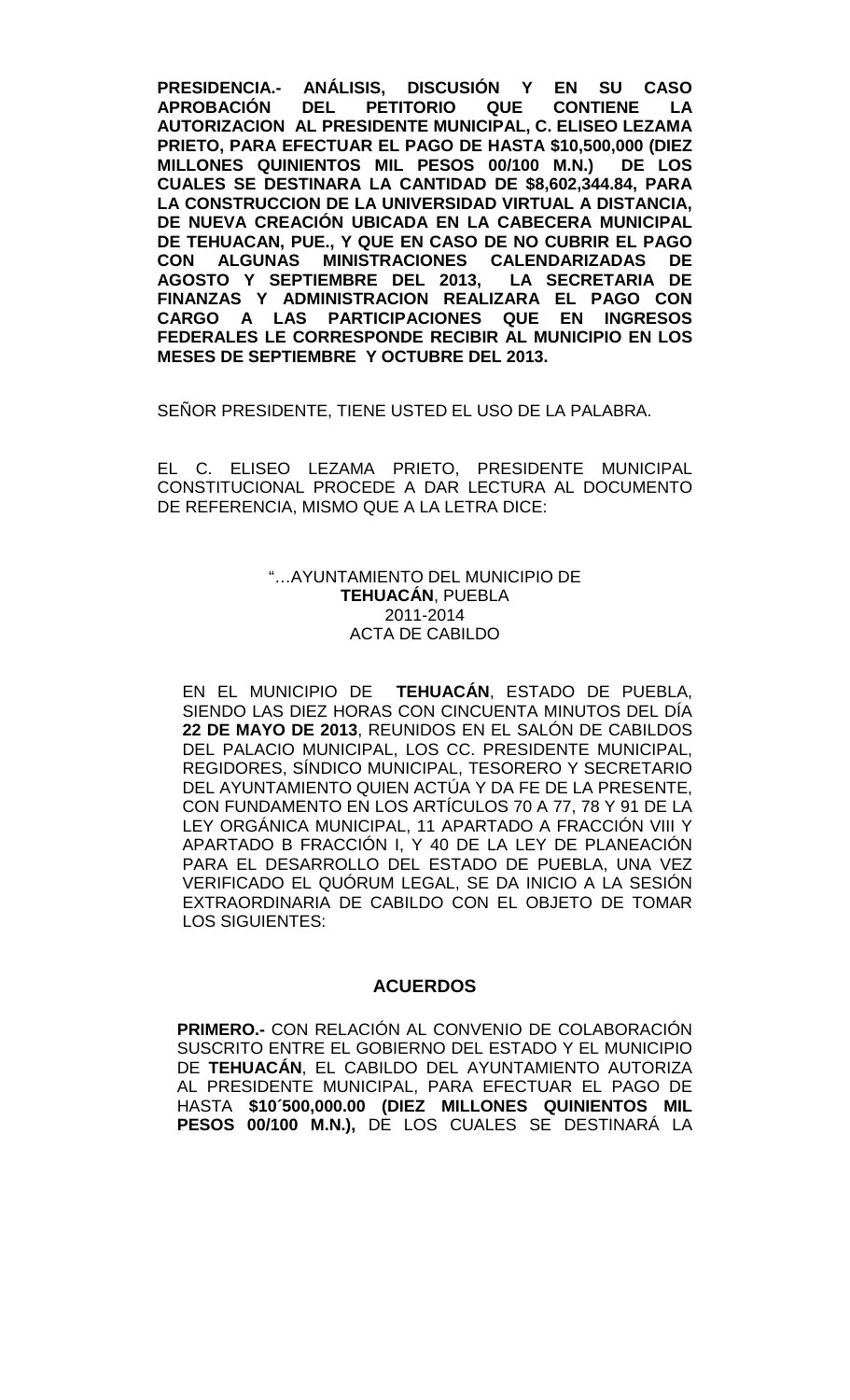**PRESIDENCIA.- ANÁLISIS, DISCUSIÓN Y EN SU CASO APROBACIÓN DEL PETITORIO QUE CONTIENE LA AUTORIZACION AL PRESIDENTE MUNICIPAL, C. ELISEO LEZAMA PRIETO, PARA EFECTUAR EL PAGO DE HASTA $10,500,000 (DIEZ MILLONES QUINIENTOS MIL PESOS 00/100 M.N.) DE LOS CUALES SE DESTINARA LA CANTIDAD DE $8,602,344.84, PARA LA CONSTRUCCION DE LA UNIVERSIDAD VIRTUAL A DISTANCIA, DE NUEVA CREACIÓN UBICADA EN LA CABECERA MUNICIPAL DE TEHUACAN, PUE., Y QUE EN CASO DE NO CUBRIR EL PAGO CON ALGUNAS MINISTRACIONES CALENDARIZADAS DE AGOSTO Y SEPTIEMBRE DEL 2013, LA SECRETARIA DE FINANZAS Y ADMINISTRACION REALIZARA EL PAGO CON CARGO A LAS PARTICIPACIONES QUE EN INGRESOS FEDERALES LE CORRESPONDE RECIBIR AL MUNICIPIO EN LOS MESES DE SEPTIEMBRE Y OCTUBRE DEL 2013.**

SEÑOR PRESIDENTE, TIENE USTED EL USO DE LA PALABRA.

EL C. ELISEO LEZAMA PRIETO, PRESIDENTE MUNICIPAL CONSTITUCIONAL PROCEDE A DAR LECTURA AL DOCUMENTO DE REFERENCIA, MISMO QUE A LA LETRA DICE:

"…AYUNTAMIENTO DEL MUNICIPIO DE
**TEHUACÁN**, PUEBLA
2011-2014
ACTA DE CABILDO

EN EL MUNICIPIO DE **TEHUACÁN**, ESTADO DE PUEBLA, SIENDO LAS DIEZ HORAS CON CINCUENTA MINUTOS DEL DÍA **22 DE MAYO DE 2013**, REUNIDOS EN EL SALÓN DE CABILDOS DEL PALACIO MUNICIPAL, LOS CC. PRESIDENTE MUNICIPAL, REGIDORES, SÍNDICO MUNICIPAL, TESORERO Y SECRETARIO DEL AYUNTAMIENTO QUIEN ACTÚA Y DA FE DE LA PRESENTE, CON FUNDAMENTO EN LOS ARTÍCULOS 70 A 77, 78 Y 91 DE LA LEY ORGÁNICA MUNICIPAL, 11 APARTADO A FRACCIÓN VIII Y APARTADO B FRACCIÓN I, Y 40 DE LA LEY DE PLANEACIÓN PARA EL DESARROLLO DEL ESTADO DE PUEBLA, UNA VEZ VERIFICADO EL QUÓRUM LEGAL, SE DA INICIO A LA SESIÓN EXTRAORDINARIA DE CABILDO CON EL OBJETO DE TOMAR LOS SIGUIENTES:

**ACUERDOS**

**PRIMERO.-** CON RELACIÓN AL CONVENIO DE COLABORACIÓN SUSCRITO ENTRE EL GOBIERNO DEL ESTADO Y EL MUNICIPIO DE **TEHUACÁN**, EL CABILDO DEL AYUNTAMIENTO AUTORIZA AL PRESIDENTE MUNICIPAL, PARA EFECTUAR EL PAGO DE HASTA **$10´500,000.00 (DIEZ MILLONES QUINIENTOS MIL PESOS 00/100 M.N.),** DE LOS CUALES SE DESTINARÁ LA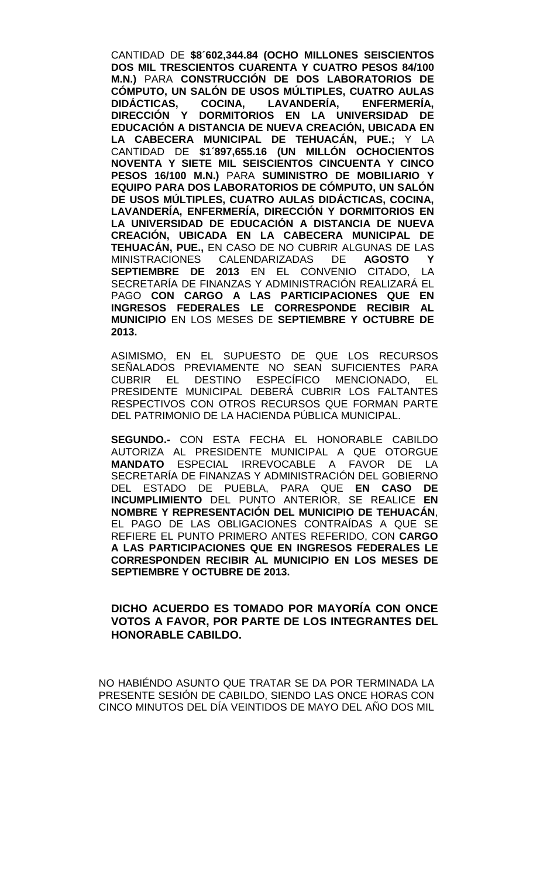CANTIDAD DE **$8´602,344.84 (OCHO MILLONES SEISCIENTOS DOS MIL TRESCIENTOS CUARENTA Y CUATRO PESOS 84/100 M.N.)** PARA **CONSTRUCCIÓN DE DOS LABORATORIOS DE CÓMPUTO, UN SALÓN DE USOS MÚLTIPLES, CUATRO AULAS DIDÁCTICAS, COCINA, LAVANDERÍA, ENFERMERÍA, DIRECCIÓN Y DORMITORIOS EN LA UNIVERSIDAD DE EDUCACIÓN A DISTANCIA DE NUEVA CREACIÓN, UBICADA EN LA CABECERA MUNICIPAL DE TEHUACÁN, PUE.;** Y LA CANTIDAD DE **$1´897,655.16 (UN MILLÓN OCHOCIENTOS NOVENTA Y SIETE MIL SEISCIENTOS CINCUENTA Y CINCO PESOS 16/100 M.N.)** PARA **SUMINISTRO DE MOBILIARIO Y EQUIPO PARA DOS LABORATORIOS DE CÓMPUTO, UN SALÓN DE USOS MÚLTIPLES, CUATRO AULAS DIDÁCTICAS, COCINA, LAVANDERÍA, ENFERMERÍA, DIRECCIÓN Y DORMITORIOS EN LA UNIVERSIDAD DE EDUCACIÓN A DISTANCIA DE NUEVA CREACIÓN, UBICADA EN LA CABECERA MUNICIPAL DE TEHUACÁN, PUE.,** EN CASO DE NO CUBRIR ALGUNAS DE LAS MINISTRACIONES CALENDARIZADAS DE **AGOSTO Y SEPTIEMBRE DE 2013** EN EL CONVENIO CITADO, LA SECRETARÍA DE FINANZAS Y ADMINISTRACIÓN REALIZARÁ EL PAGO **CON CARGO A LAS PARTICIPACIONES QUE EN INGRESOS FEDERALES LE CORRESPONDE RECIBIR AL MUNICIPIO** EN LOS MESES DE **SEPTIEMBRE Y OCTUBRE DE 2013.**

ASIMISMO, EN EL SUPUESTO DE QUE LOS RECURSOS SEÑALADOS PREVIAMENTE NO SEAN SUFICIENTES PARA CUBRIR EL DESTINO ESPECÍFICO MENCIONADO, EL PRESIDENTE MUNICIPAL DEBERÁ CUBRIR LOS FALTANTES RESPECTIVOS CON OTROS RECURSOS QUE FORMAN PARTE DEL PATRIMONIO DE LA HACIENDA PÚBLICA MUNICIPAL.

**SEGUNDO.-** CON ESTA FECHA EL HONORABLE CABILDO AUTORIZA AL PRESIDENTE MUNICIPAL A QUE OTORGUE **MANDATO** ESPECIAL IRREVOCABLE A FAVOR DE LA SECRETARÍA DE FINANZAS Y ADMINISTRACIÓN DEL GOBIERNO DEL ESTADO DE PUEBLA, PARA QUE **EN CASO DE INCUMPLIMIENTO** DEL PUNTO ANTERIOR, SE REALICE **EN NOMBRE Y REPRESENTACIÓN DEL MUNICIPIO DE TEHUACÁN**, EL PAGO DE LAS OBLIGACIONES CONTRAÍDAS A QUE SE REFIERE EL PUNTO PRIMERO ANTES REFERIDO, CON **CARGO A LAS PARTICIPACIONES QUE EN INGRESOS FEDERALES LE CORRESPONDEN RECIBIR AL MUNICIPIO EN LOS MESES DE SEPTIEMBRE Y OCTUBRE DE 2013.**

**DICHO ACUERDO ES TOMADO POR MAYORÍA CON ONCE VOTOS A FAVOR, POR PARTE DE LOS INTEGRANTES DEL HONORABLE CABILDO.**

NO HABIÉNDO ASUNTO QUE TRATAR SE DA POR TERMINADA LA PRESENTE SESIÓN DE CABILDO, SIENDO LAS ONCE HORAS CON CINCO MINUTOS DEL DÍA VEINTIDOS DE MAYO DEL AÑO DOS MIL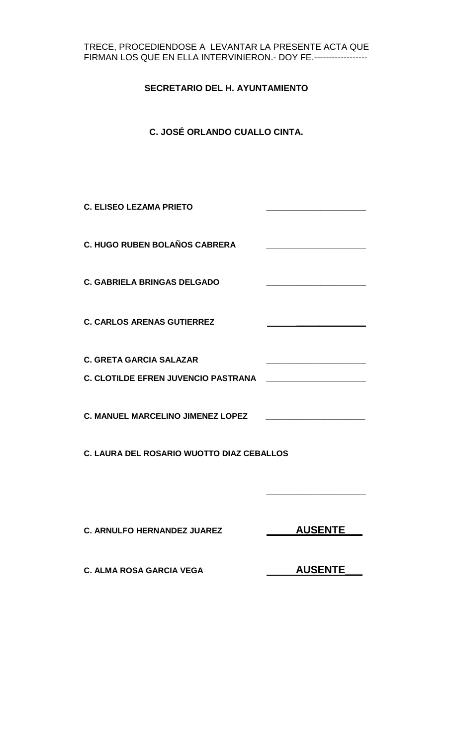TRECE, PROCEDIENDOSE A LEVANTAR LA PRESENTE ACTA QUE FIRMAN LOS QUE EN ELLA INTERVINIERON.- DOY FE.------------------

**SECRETARIO DEL H. AYUNTAMIENTO**

**C. JOSÉ ORLANDO CUALLO CINTA.**

**C. ELISEO LEZAMA PRIETO** ______________________

**C. HUGO RUBEN BOLAÑOS CABRERA** ______________________

**C. GABRIELA BRINGAS DELGADO** ______________________

**C. CARLOS ARENAS GUTIERREZ** ______________________

**C. GRETA GARCIA SALAZAR** ______________________

**C. CLOTILDE EFREN JUVENCIO PASTRANA** ______________________

**C. MANUEL MARCELINO JIMENEZ LOPEZ** ______________________

**C. LAURA DEL ROSARIO WUOTTO DIAZ CEBALLOS**

______________________

**C. ARNULFO HERNANDEZ JUAREZ** **AUSENTE**

**C. ALMA ROSA GARCIA VEGA** **AUSENTE**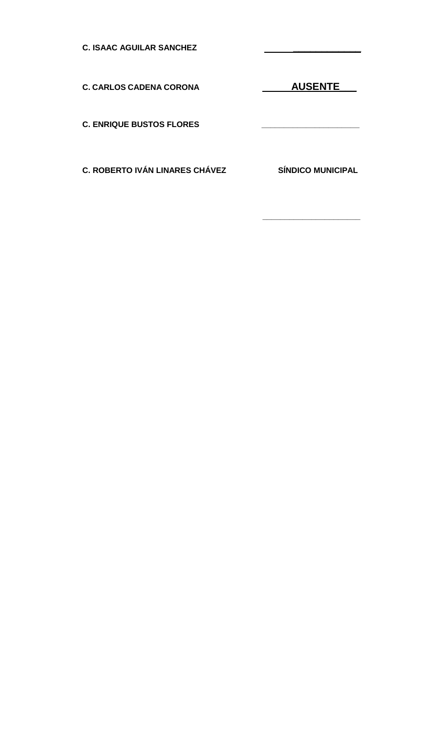**C. ISAAC AGUILAR SANCHEZ** ______________

**C. CARLOS CADENA CORONA** **AUSENTE**

**C. ENRIQUE BUSTOS FLORES** ______________

**C. ROBERTO IVÁN LINARES CHÁVEZ** **SÍNDICO MUNICIPAL**

______________